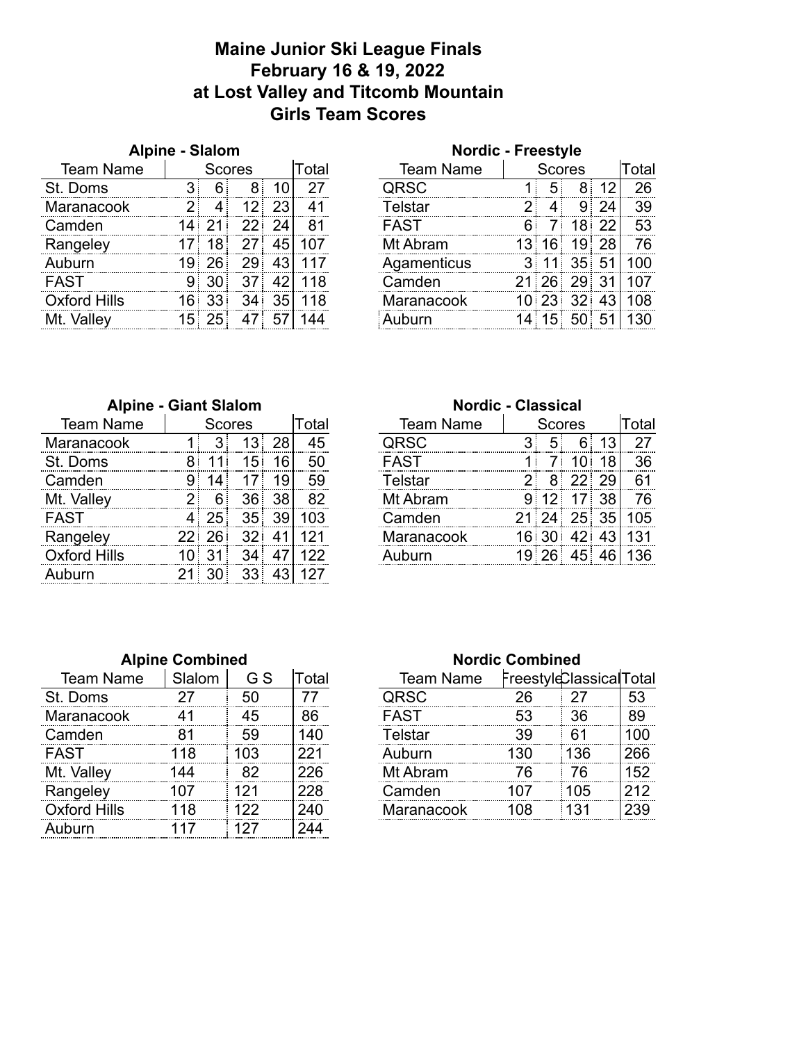# Maine Junior Ski League Finals
# February 16 & 19, 2022
# at Lost Valley and Titcomb Mountain
# Girls Team Scores

### Alpine - Slalom

| Team Name | Scores | | | | Total |
|---|---|---|---|---|---|
| St. Doms | 3 | 6 | 8 | 10 | 27 |
| Maranacook | 2 | 4 | 12 | 23 | 41 |
| Camden | 14 | 21 | 22 | 24 | 81 |
| Rangeley | 17 | 18 | 27 | 45 | 107 |
| Auburn | 19 | 26 | 29 | 43 | 117 |
| FAST | 9 | 30 | 37 | 42 | 118 |
| Oxford Hills | 16 | 33 | 34 | 35 | 118 |
| Mt. Valley | 15 | 25 | 47 | 57 | 144 |

### Nordic - Freestyle

| Team Name | Scores | | | | Total |
|---|---|---|---|---|---|
| QRSC | 1 | 5 | 8 | 12 | 26 |
| Telstar | 2 | 4 | 9 | 24 | 39 |
| FAST | 6 | 7 | 18 | 22 | 53 |
| Mt Abram | 13 | 16 | 19 | 28 | 76 |
| Agamenticus | 3 | 11 | 35 | 51 | 100 |
| Camden | 21 | 26 | 29 | 31 | 107 |
| Maranacook | 10 | 23 | 32 | 43 | 108 |
| Auburn | 14 | 15 | 50 | 51 | 130 |

### Alpine - Giant Slalom

| Team Name | Scores | | | | Total |
|---|---|---|---|---|---|
| Maranacook | 1 | 3 | 13 | 28 | 45 |
| St. Doms | 8 | 11 | 15 | 16 | 50 |
| Camden | 9 | 14 | 17 | 19 | 59 |
| Mt. Valley | 2 | 6 | 36 | 38 | 82 |
| FAST | 4 | 25 | 35 | 39 | 103 |
| Rangeley | 22 | 26 | 32 | 41 | 121 |
| Oxford Hills | 10 | 31 | 34 | 47 | 122 |
| Auburn | 21 | 30 | 33 | 43 | 127 |

### Nordic - Classical

| Team Name | Scores | | | | Total |
|---|---|---|---|---|---|
| QRSC | 3 | 5 | 6 | 13 | 27 |
| FAST | 1 | 7 | 10 | 18 | 36 |
| Telstar | 2 | 8 | 22 | 29 | 61 |
| Mt Abram | 9 | 12 | 17 | 38 | 76 |
| Camden | 21 | 24 | 25 | 35 | 105 |
| Maranacook | 16 | 30 | 42 | 43 | 131 |
| Auburn | 19 | 26 | 45 | 46 | 136 |

### Alpine Combined

| Team Name | Slalom | G S | Total |
|---|---|---|---|
| St. Doms | 27 | 50 | 77 |
| Maranacook | 41 | 45 | 86 |
| Camden | 81 | 59 | 140 |
| FAST | 118 | 103 | 221 |
| Mt. Valley | 144 | 82 | 226 |
| Rangeley | 107 | 121 | 228 |
| Oxford Hills | 118 | 122 | 240 |
| Auburn | 117 | 127 | 244 |

### Nordic Combined

| Team Name | Freestyle | Classical | Total |
|---|---|---|---|
| QRSC | 26 | 27 | 53 |
| FAST | 53 | 36 | 89 |
| Telstar | 39 | 61 | 100 |
| Auburn | 130 | 136 | 266 |
| Mt Abram | 76 | 76 | 152 |
| Camden | 107 | 105 | 212 |
| Maranacook | 108 | 131 | 239 |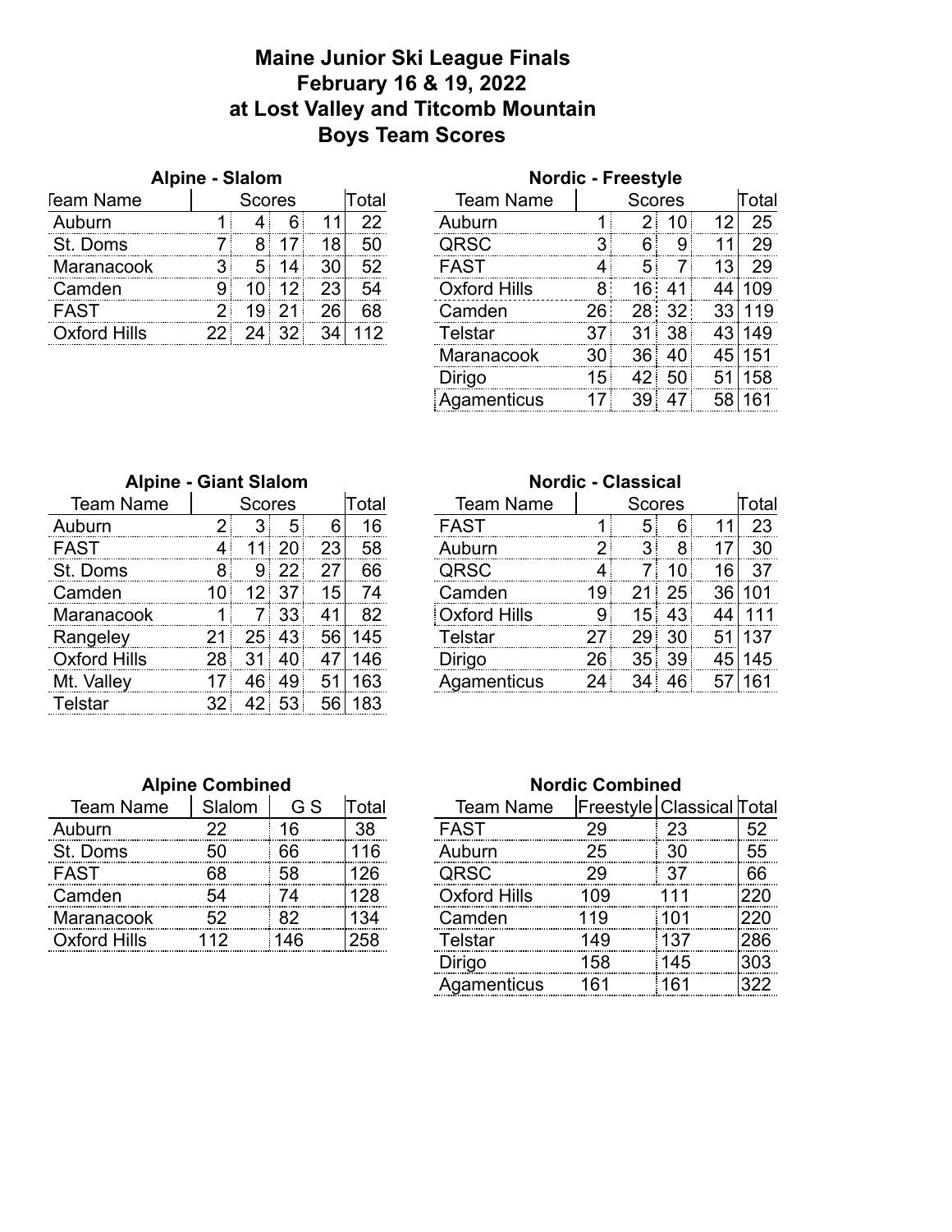# Maine Junior Ski League Finals
## February 16 & 19, 2022
## at Lost Valley and Titcomb Mountain
## Boys Team Scores

### Alpine - Slalom

| Team Name | Scores | | | | Total |
|---|---|---|---|---|---|
| Auburn | 1 | 4 | 6 | 11 | 22 |
| St. Doms | 7 | 8 | 17 | 18 | 50 |
| Maranacook | 3 | 5 | 14 | 30 | 52 |
| Camden | 9 | 10 | 12 | 23 | 54 |
| FAST | 2 | 19 | 21 | 26 | 68 |
| Oxford Hills | 22 | 24 | 32 | 34 | 112 |

### Nordic - Freestyle

| Team Name | Scores | | | | Total |
|---|---|---|---|---|---|
| Auburn | 1 | 2 | 10 | 12 | 25 |
| QRSC | 3 | 6 | 9 | 11 | 29 |
| FAST | 4 | 5 | 7 | 13 | 29 |
| Oxford Hills | 8 | 16 | 41 | 44 | 109 |
| Camden | 26 | 28 | 32 | 33 | 119 |
| Telstar | 37 | 31 | 38 | 43 | 149 |
| Maranacook | 30 | 36 | 40 | 45 | 151 |
| Dirigo | 15 | 42 | 50 | 51 | 158 |
| Agamenticus | 17 | 39 | 47 | 58 | 161 |

### Alpine - Giant Slalom

| Team Name | Scores | | | | Total |
|---|---|---|---|---|---|
| Auburn | 2 | 3 | 5 | 6 | 16 |
| FAST | 4 | 11 | 20 | 23 | 58 |
| St. Doms | 8 | 9 | 22 | 27 | 66 |
| Camden | 10 | 12 | 37 | 15 | 74 |
| Maranacook | 1 | 7 | 33 | 41 | 82 |
| Rangeley | 21 | 25 | 43 | 56 | 145 |
| Oxford Hills | 28 | 31 | 40 | 47 | 146 |
| Mt. Valley | 17 | 46 | 49 | 51 | 163 |
| Telstar | 32 | 42 | 53 | 56 | 183 |

### Nordic - Classical

| Team Name | Scores | | | | Total |
|---|---|---|---|---|---|
| FAST | 1 | 5 | 6 | 11 | 23 |
| Auburn | 2 | 3 | 8 | 17 | 30 |
| QRSC | 4 | 7 | 10 | 16 | 37 |
| Camden | 19 | 21 | 25 | 36 | 101 |
| Oxford Hills | 9 | 15 | 43 | 44 | 111 |
| Telstar | 27 | 29 | 30 | 51 | 137 |
| Dirigo | 26 | 35 | 39 | 45 | 145 |
| Agamenticus | 24 | 34 | 46 | 57 | 161 |

### Alpine Combined

| Team Name | Slalom | G S | Total |
|---|---|---|---|
| Auburn | 22 | 16 | 38 |
| St. Doms | 50 | 66 | 116 |
| FAST | 68 | 58 | 126 |
| Camden | 54 | 74 | 128 |
| Maranacook | 52 | 82 | 134 |
| Oxford Hills | 112 | 146 | 258 |

### Nordic Combined

| Team Name | Freestyle | Classical | Total |
|---|---|---|---|
| FAST | 29 | 23 | 52 |
| Auburn | 25 | 30 | 55 |
| QRSC | 29 | 37 | 66 |
| Oxford Hills | 109 | 111 | 220 |
| Camden | 119 | 101 | 220 |
| Telstar | 149 | 137 | 286 |
| Dirigo | 158 | 145 | 303 |
| Agamenticus | 161 | 161 | 322 |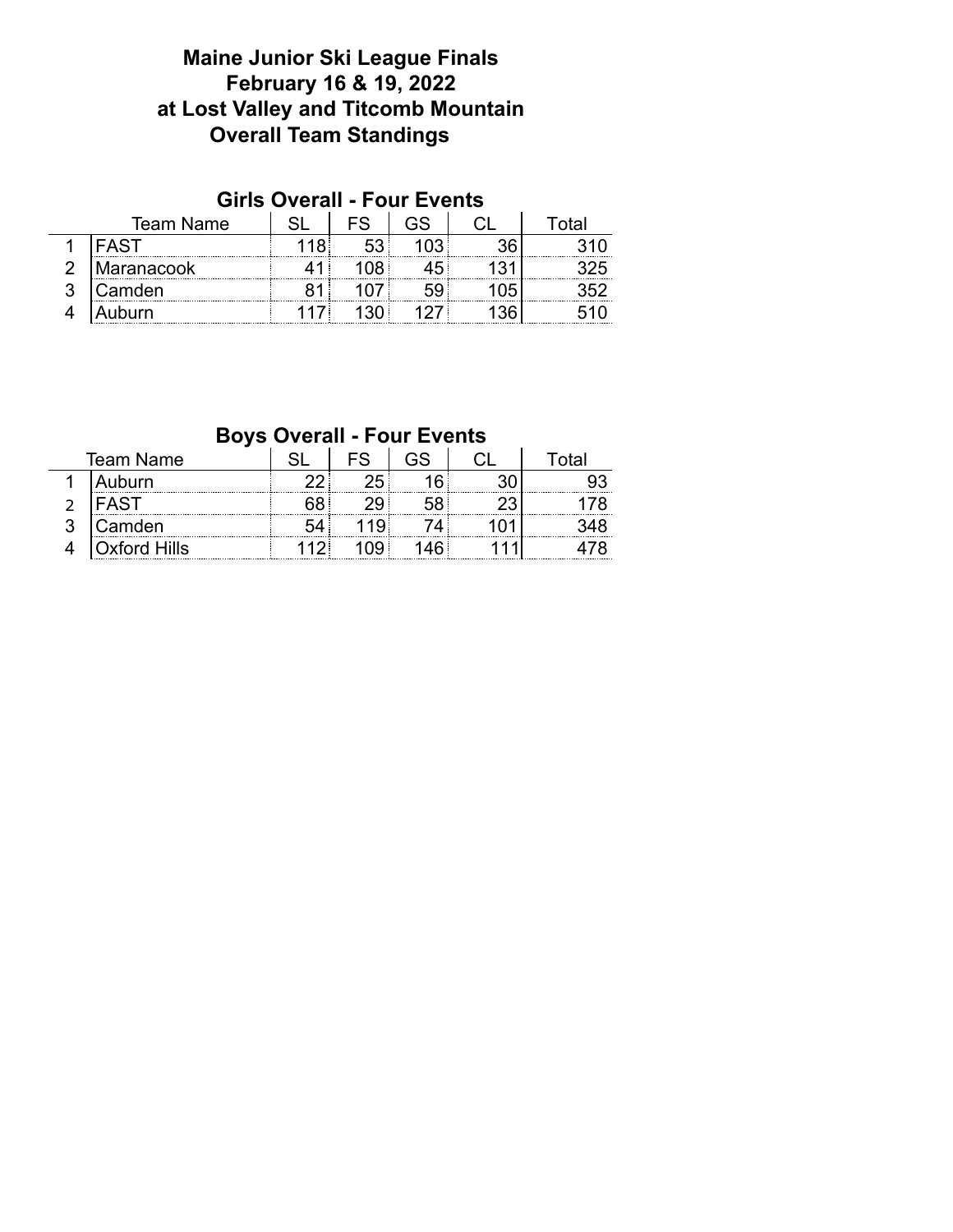# Maine Junior Ski League Finals
# February 16 & 19, 2022
# at Lost Valley and Titcomb Mountain
# Overall Team Standings

## Girls Overall - Four Events

| | Team Name | SL | FS | GS | CL | Total |
|---|---|---|---|---|---|---|
| 1 | FAST | 118 | 53 | 103 | 36 | 310 |
| 2 | Maranacook | 41 | 108 | 45 | 131 | 325 |
| 3 | Camden | 81 | 107 | 59 | 105 | 352 |
| 4 | Auburn | 117 | 130 | 127 | 136 | 510 |

## Boys Overall - Four Events

| | Team Name | SL | FS | GS | CL | Total |
|---|---|---|---|---|---|---|
| 1 | Auburn | 22 | 25 | 16 | 30 | 93 |
| 2 | FAST | 68 | 29 | 58 | 23 | 178 |
| 3 | Camden | 54 | 119 | 74 | 101 | 348 |
| 4 | Oxford Hills | 112 | 109 | 146 | 111 | 478 |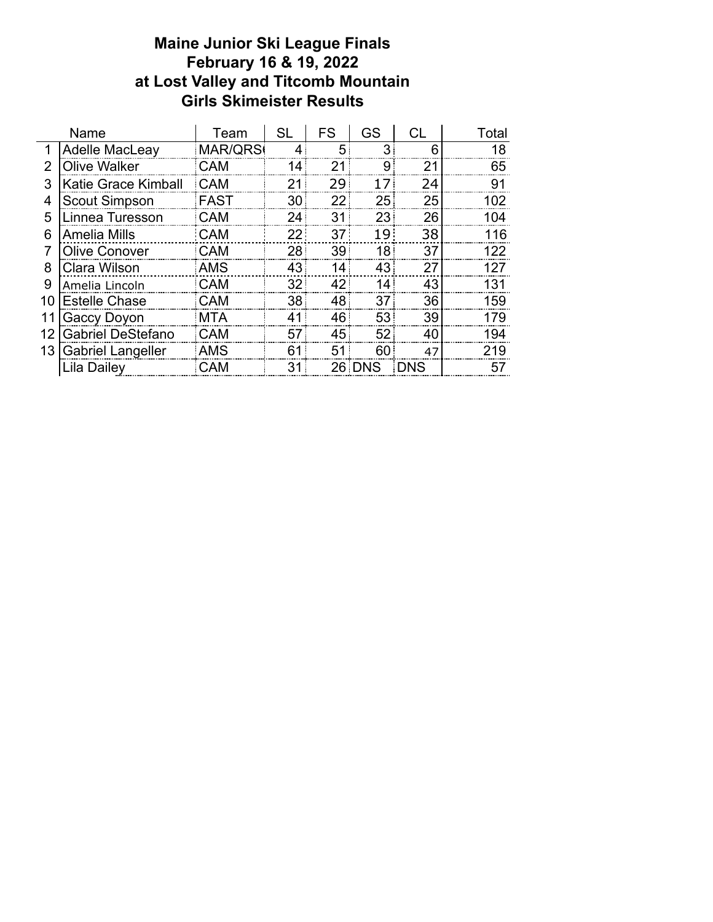# Maine Junior Ski League Finals
# February 16 & 19, 2022
# at Lost Valley and Titcomb Mountain
# Girls Skimeister Results

| | Name | Team | SL | FS | GS | CL | Total |
|---|---|---|---|---|---|---|---|
| 1 | Adelle MacLeay | MAR/QRS( | 4 | 5 | 3 | 6 | 18 |
| 2 | Olive Walker | CAM | 14 | 21 | 9 | 21 | 65 |
| 3 | Katie Grace Kimball | CAM | 21 | 29 | 17 | 24 | 91 |
| 4 | Scout Simpson | FAST | 30 | 22 | 25 | 25 | 102 |
| 5 | Linnea Turesson | CAM | 24 | 31 | 23 | 26 | 104 |
| 6 | Amelia Mills | CAM | 22 | 37 | 19 | 38 | 116 |
| 7 | Olive Conover | CAM | 28 | 39 | 18 | 37 | 122 |
| 8 | Clara Wilson | AMS | 43 | 14 | 43 | 27 | 127 |
| 9 | Amelia Lincoln | CAM | 32 | 42 | 14 | 43 | 131 |
| 10 | Estelle Chase | CAM | 38 | 48 | 37 | 36 | 159 |
| 11 | Gaccy Doyon | MTA | 41 | 46 | 53 | 39 | 179 |
| 12 | Gabriel DeStefano | CAM | 57 | 45 | 52 | 40 | 194 |
| 13 | Gabriel Langeller | AMS | 61 | 51 | 60 | 47 | 219 |
| | Lila Dailey | CAM | 31 | 26 | DNS | DNS | 57 |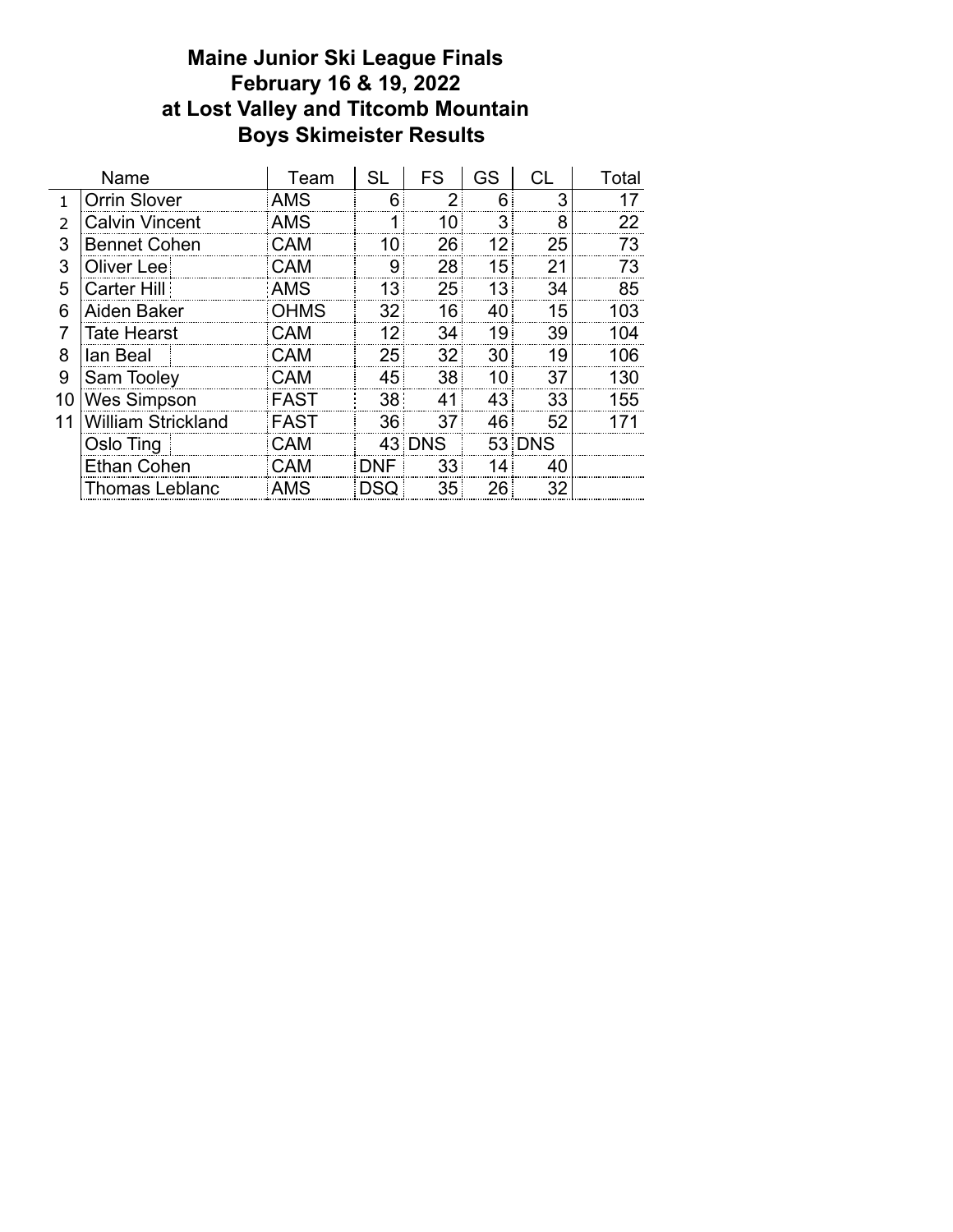# Maine Junior Ski League Finals
# February 16 & 19, 2022
# at Lost Valley and Titcomb Mountain
# Boys Skimeister Results

| | Name | Team | SL | FS | GS | CL | Total |
|---|---|---|---|---|---|---|---|
| 1 | Orrin Slover | AMS | 6 | 2 | 6 | 3 | 17 |
| 2 | Calvin Vincent | AMS | 1 | 10 | 3 | 8 | 22 |
| 3 | Bennet Cohen | CAM | 10 | 26 | 12 | 25 | 73 |
| 3 | Oliver Lee | CAM | 9 | 28 | 15 | 21 | 73 |
| 5 | Carter Hill | AMS | 13 | 25 | 13 | 34 | 85 |
| 6 | Aiden Baker | OHMS | 32 | 16 | 40 | 15 | 103 |
| 7 | Tate Hearst | CAM | 12 | 34 | 19 | 39 | 104 |
| 8 | Ian Beal | CAM | 25 | 32 | 30 | 19 | 106 |
| 9 | Sam Tooley | CAM | 45 | 38 | 10 | 37 | 130 |
| 10 | Wes Simpson | FAST | 38 | 41 | 43 | 33 | 155 |
| 11 | William Strickland | FAST | 36 | 37 | 46 | 52 | 171 |
| | Oslo Ting | CAM | 43 | DNS | 53 | DNS | |
| | Ethan Cohen | CAM | DNF | 33 | 14 | 40 | |
| | Thomas Leblanc | AMS | DSQ | 35 | 26 | 32 | |